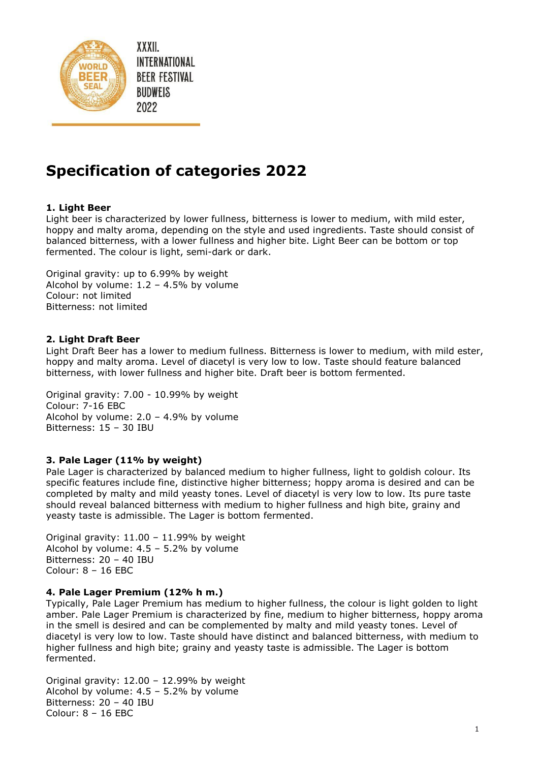XXXII.
INTERNATIONAL
BEER FESTIVAL
BUDWEIS
2022

# Specification of categories 2022

### 1. Light Beer

Light beer is characterized by lower fullness, bitterness is lower to medium, with mild ester, hoppy and malty aroma, depending on the style and used ingredients. Taste should consist of balanced bitterness, with a lower fullness and higher bite. Light Beer can be bottom or top fermented. The colour is light, semi-dark or dark.

Original gravity: up to 6.99% by weight
Alcohol by volume: 1.2 – 4.5% by volume
Colour: not limited
Bitterness: not limited

### 2. Light Draft Beer

Light Draft Beer has a lower to medium fullness. Bitterness is lower to medium, with mild ester, hoppy and malty aroma. Level of diacetyl is very low to low. Taste should feature balanced bitterness, with lower fullness and higher bite. Draft beer is bottom fermented.

Original gravity: 7.00 - 10.99% by weight
Colour: 7-16 EBC
Alcohol by volume: 2.0 – 4.9% by volume
Bitterness: 15 – 30 IBU

### 3. Pale Lager (11% by weight)

Pale Lager is characterized by balanced medium to higher fullness, light to goldish colour. Its specific features include fine, distinctive higher bitterness; hoppy aroma is desired and can be completed by malty and mild yeasty tones. Level of diacetyl is very low to low. Its pure taste should reveal balanced bitterness with medium to higher fullness and high bite, grainy and yeasty taste is admissible. The Lager is bottom fermented.

Original gravity: 11.00 – 11.99% by weight
Alcohol by volume: 4.5 – 5.2% by volume
Bitterness: 20 – 40 IBU
Colour: 8 – 16 EBC

### 4. Pale Lager Premium (12% h m.)

Typically, Pale Lager Premium has medium to higher fullness, the colour is light golden to light amber. Pale Lager Premium is characterized by fine, medium to higher bitterness, hoppy aroma in the smell is desired and can be complemented by malty and mild yeasty tones. Level of diacetyl is very low to low. Taste should have distinct and balanced bitterness, with medium to higher fullness and high bite; grainy and yeasty taste is admissible. The Lager is bottom fermented.

Original gravity: 12.00 – 12.99% by weight
Alcohol by volume: 4.5 – 5.2% by volume
Bitterness: 20 – 40 IBU
Colour: 8 – 16 EBC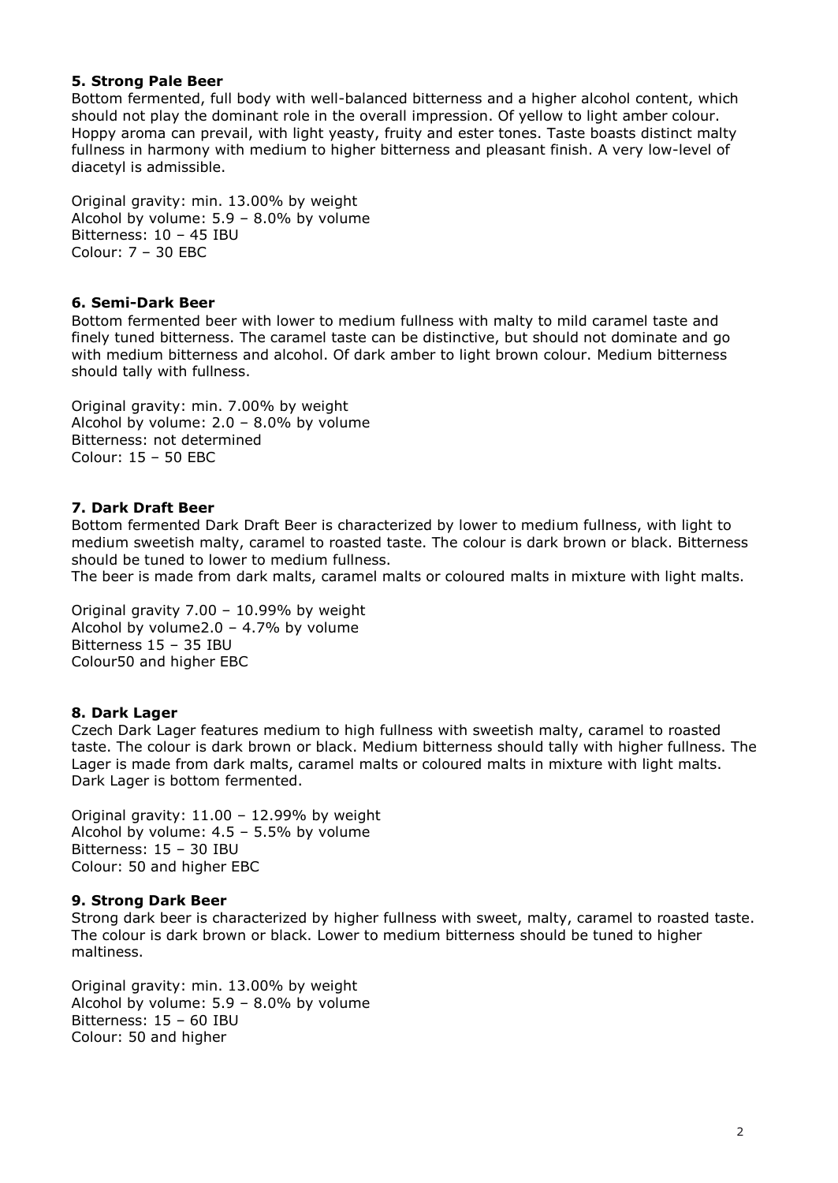**5. Strong Pale Beer**

Bottom fermented, full body with well-balanced bitterness and a higher alcohol content, which should not play the dominant role in the overall impression. Of yellow to light amber colour. Hoppy aroma can prevail, with light yeasty, fruity and ester tones. Taste boasts distinct malty fullness in harmony with medium to higher bitterness and pleasant finish. A very low-level of diacetyl is admissible.

Original gravity: min. 13.00% by weight
Alcohol by volume: 5.9 – 8.0% by volume
Bitterness: 10 – 45 IBU
Colour: 7 – 30 EBC

**6. Semi-Dark Beer**

Bottom fermented beer with lower to medium fullness with malty to mild caramel taste and finely tuned bitterness. The caramel taste can be distinctive, but should not dominate and go with medium bitterness and alcohol. Of dark amber to light brown colour. Medium bitterness should tally with fullness.

Original gravity: min. 7.00% by weight
Alcohol by volume: 2.0 – 8.0% by volume
Bitterness: not determined
Colour: 15 – 50 EBC

**7. Dark Draft Beer**

Bottom fermented Dark Draft Beer is characterized by lower to medium fullness, with light to medium sweetish malty, caramel to roasted taste. The colour is dark brown or black. Bitterness should be tuned to lower to medium fullness.
The beer is made from dark malts, caramel malts or coloured malts in mixture with light malts.

Original gravity 7.00 – 10.99% by weight
Alcohol by volume2.0 – 4.7% by volume
Bitterness 15 – 35 IBU
Colour50 and higher EBC

**8. Dark Lager**

Czech Dark Lager features medium to high fullness with sweetish malty, caramel to roasted taste. The colour is dark brown or black. Medium bitterness should tally with higher fullness. The Lager is made from dark malts, caramel malts or coloured malts in mixture with light malts. Dark Lager is bottom fermented.

Original gravity: 11.00 – 12.99% by weight
Alcohol by volume: 4.5 – 5.5% by volume
Bitterness: 15 – 30 IBU
Colour: 50 and higher EBC

**9. Strong Dark Beer**

Strong dark beer is characterized by higher fullness with sweet, malty, caramel to roasted taste. The colour is dark brown or black. Lower to medium bitterness should be tuned to higher maltiness.

Original gravity: min. 13.00% by weight
Alcohol by volume: 5.9 – 8.0% by volume
Bitterness: 15 – 60 IBU
Colour: 50 and higher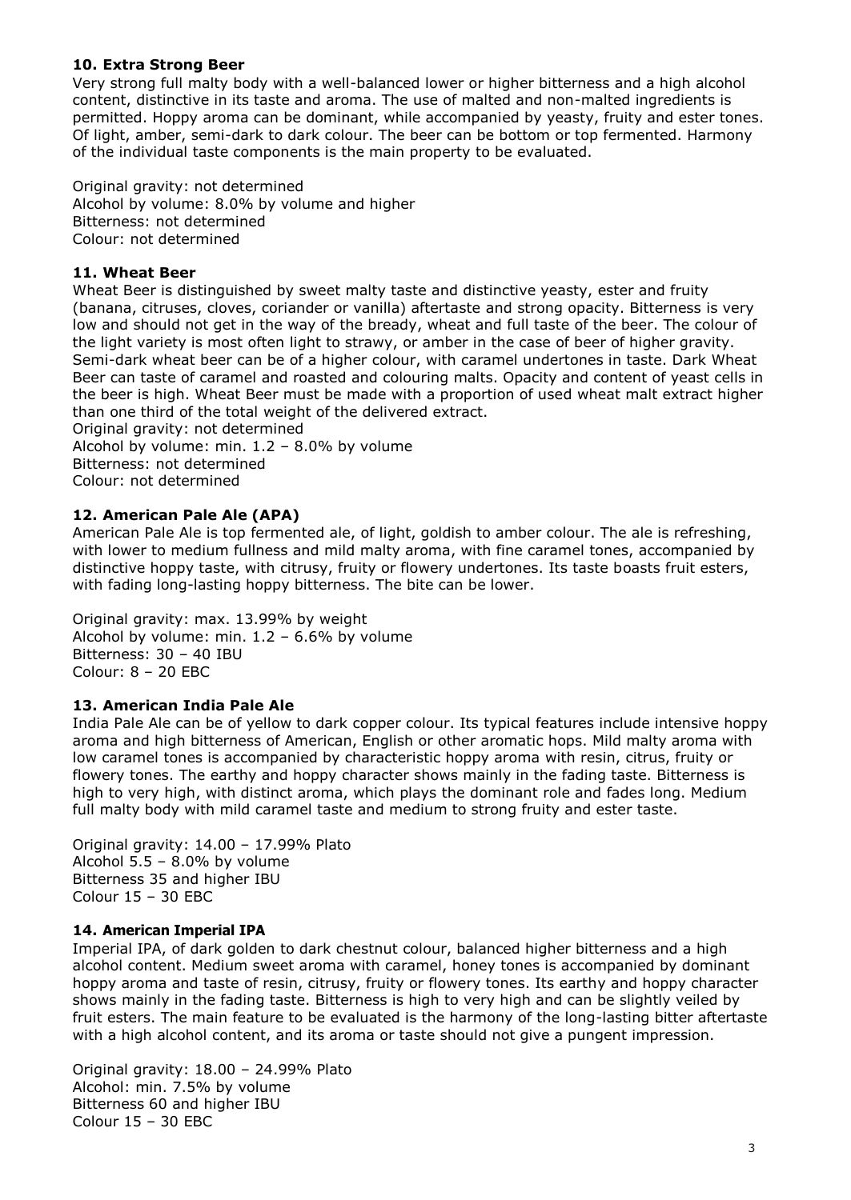### 10. Extra Strong Beer

Very strong full malty body with a well-balanced lower or higher bitterness and a high alcohol content, distinctive in its taste and aroma. The use of malted and non-malted ingredients is permitted. Hoppy aroma can be dominant, while accompanied by yeasty, fruity and ester tones. Of light, amber, semi-dark to dark colour. The beer can be bottom or top fermented. Harmony of the individual taste components is the main property to be evaluated.

Original gravity: not determined
Alcohol by volume: 8.0% by volume and higher
Bitterness: not determined
Colour: not determined

### 11. Wheat Beer

Wheat Beer is distinguished by sweet malty taste and distinctive yeasty, ester and fruity (banana, citruses, cloves, coriander or vanilla) aftertaste and strong opacity. Bitterness is very low and should not get in the way of the bready, wheat and full taste of the beer. The colour of the light variety is most often light to strawy, or amber in the case of beer of higher gravity. Semi-dark wheat beer can be of a higher colour, with caramel undertones in taste. Dark Wheat Beer can taste of caramel and roasted and colouring malts. Opacity and content of yeast cells in the beer is high. Wheat Beer must be made with a proportion of used wheat malt extract higher than one third of the total weight of the delivered extract.
Original gravity: not determined
Alcohol by volume: min. 1.2 – 8.0% by volume
Bitterness: not determined
Colour: not determined

### 12. American Pale Ale (APA)

American Pale Ale is top fermented ale, of light, goldish to amber colour. The ale is refreshing, with lower to medium fullness and mild malty aroma, with fine caramel tones, accompanied by distinctive hoppy taste, with citrusy, fruity or flowery undertones. Its taste boasts fruit esters, with fading long-lasting hoppy bitterness. The bite can be lower.

Original gravity: max. 13.99% by weight
Alcohol by volume: min. 1.2 – 6.6% by volume
Bitterness: 30 – 40 IBU
Colour: 8 – 20 EBC

### 13. American India Pale Ale

India Pale Ale can be of yellow to dark copper colour. Its typical features include intensive hoppy aroma and high bitterness of American, English or other aromatic hops. Mild malty aroma with low caramel tones is accompanied by characteristic hoppy aroma with resin, citrus, fruity or flowery tones. The earthy and hoppy character shows mainly in the fading taste. Bitterness is high to very high, with distinct aroma, which plays the dominant role and fades long. Medium full malty body with mild caramel taste and medium to strong fruity and ester taste.

Original gravity: 14.00 – 17.99% Plato
Alcohol 5.5 – 8.0% by volume
Bitterness 35 and higher IBU
Colour 15 – 30 EBC

### 14. American Imperial IPA

Imperial IPA, of dark golden to dark chestnut colour, balanced higher bitterness and a high alcohol content. Medium sweet aroma with caramel, honey tones is accompanied by dominant hoppy aroma and taste of resin, citrusy, fruity or flowery tones. Its earthy and hoppy character shows mainly in the fading taste. Bitterness is high to very high and can be slightly veiled by fruit esters. The main feature to be evaluated is the harmony of the long-lasting bitter aftertaste with a high alcohol content, and its aroma or taste should not give a pungent impression.

Original gravity: 18.00 – 24.99% Plato
Alcohol: min. 7.5% by volume
Bitterness 60 and higher IBU
Colour 15 – 30 EBC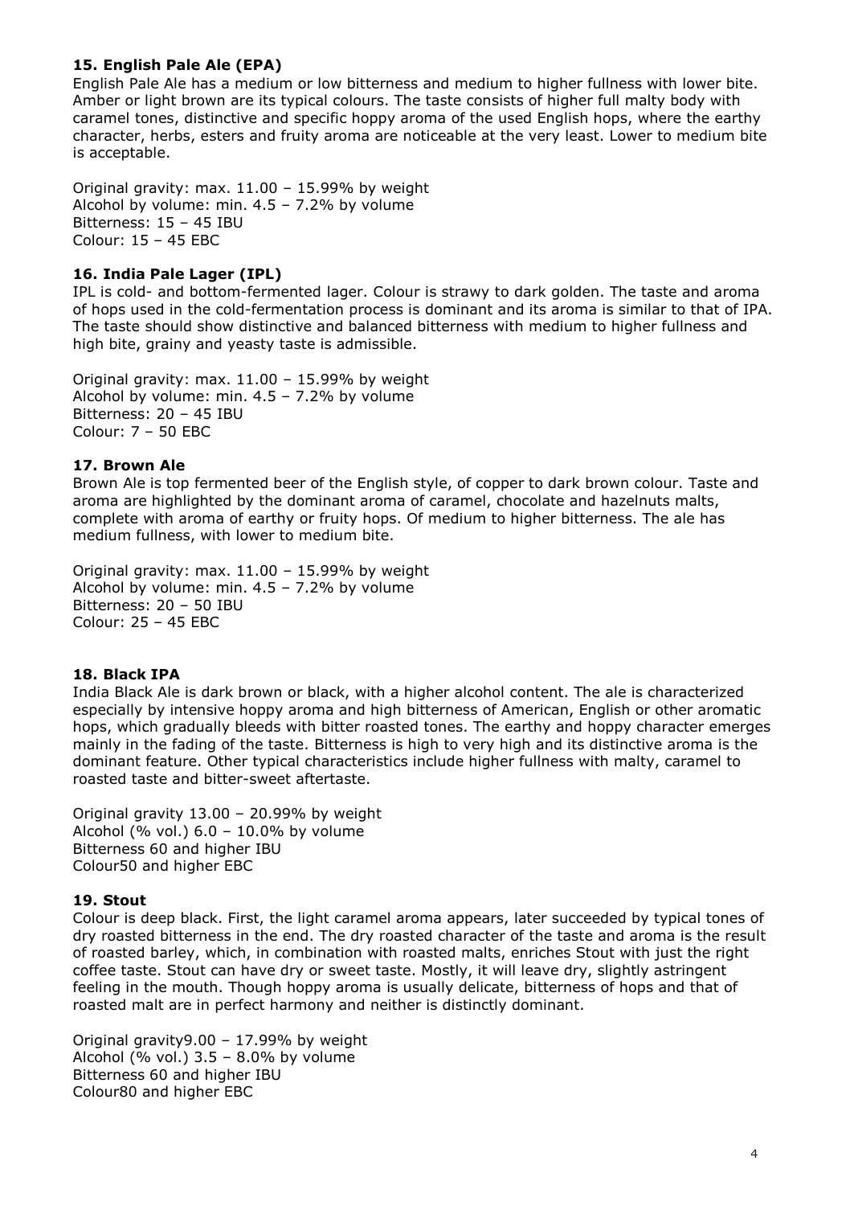### 15. English Pale Ale (EPA)

English Pale Ale has a medium or low bitterness and medium to higher fullness with lower bite. Amber or light brown are its typical colours. The taste consists of higher full malty body with caramel tones, distinctive and specific hoppy aroma of the used English hops, where the earthy character, herbs, esters and fruity aroma are noticeable at the very least. Lower to medium bite is acceptable.

Original gravity: max. 11.00 – 15.99% by weight
Alcohol by volume: min. 4.5 – 7.2% by volume
Bitterness: 15 – 45 IBU
Colour: 15 – 45 EBC

### 16. India Pale Lager (IPL)

IPL is cold- and bottom-fermented lager. Colour is strawy to dark golden. The taste and aroma of hops used in the cold-fermentation process is dominant and its aroma is similar to that of IPA. The taste should show distinctive and balanced bitterness with medium to higher fullness and high bite, grainy and yeasty taste is admissible.

Original gravity: max. 11.00 – 15.99% by weight
Alcohol by volume: min. 4.5 – 7.2% by volume
Bitterness: 20 – 45 IBU
Colour: 7 – 50 EBC

### 17. Brown Ale

Brown Ale is top fermented beer of the English style, of copper to dark brown colour. Taste and aroma are highlighted by the dominant aroma of caramel, chocolate and hazelnuts malts, complete with aroma of earthy or fruity hops. Of medium to higher bitterness. The ale has medium fullness, with lower to medium bite.

Original gravity: max. 11.00 – 15.99% by weight
Alcohol by volume: min. 4.5 – 7.2% by volume
Bitterness: 20 – 50 IBU
Colour: 25 – 45 EBC

### 18. Black IPA

India Black Ale is dark brown or black, with a higher alcohol content. The ale is characterized especially by intensive hoppy aroma and high bitterness of American, English or other aromatic hops, which gradually bleeds with bitter roasted tones. The earthy and hoppy character emerges mainly in the fading of the taste. Bitterness is high to very high and its distinctive aroma is the dominant feature. Other typical characteristics include higher fullness with malty, caramel to roasted taste and bitter-sweet aftertaste.

Original gravity 13.00 – 20.99% by weight
Alcohol (% vol.) 6.0 – 10.0% by volume
Bitterness 60 and higher IBU
Colour50 and higher EBC

### 19. Stout

Colour is deep black. First, the light caramel aroma appears, later succeeded by typical tones of dry roasted bitterness in the end. The dry roasted character of the taste and aroma is the result of roasted barley, which, in combination with roasted malts, enriches Stout with just the right coffee taste. Stout can have dry or sweet taste. Mostly, it will leave dry, slightly astringent feeling in the mouth. Though hoppy aroma is usually delicate, bitterness of hops and that of roasted malt are in perfect harmony and neither is distinctly dominant.

Original gravity9.00 – 17.99% by weight
Alcohol (% vol.) 3.5 – 8.0% by volume
Bitterness 60 and higher IBU
Colour80 and higher EBC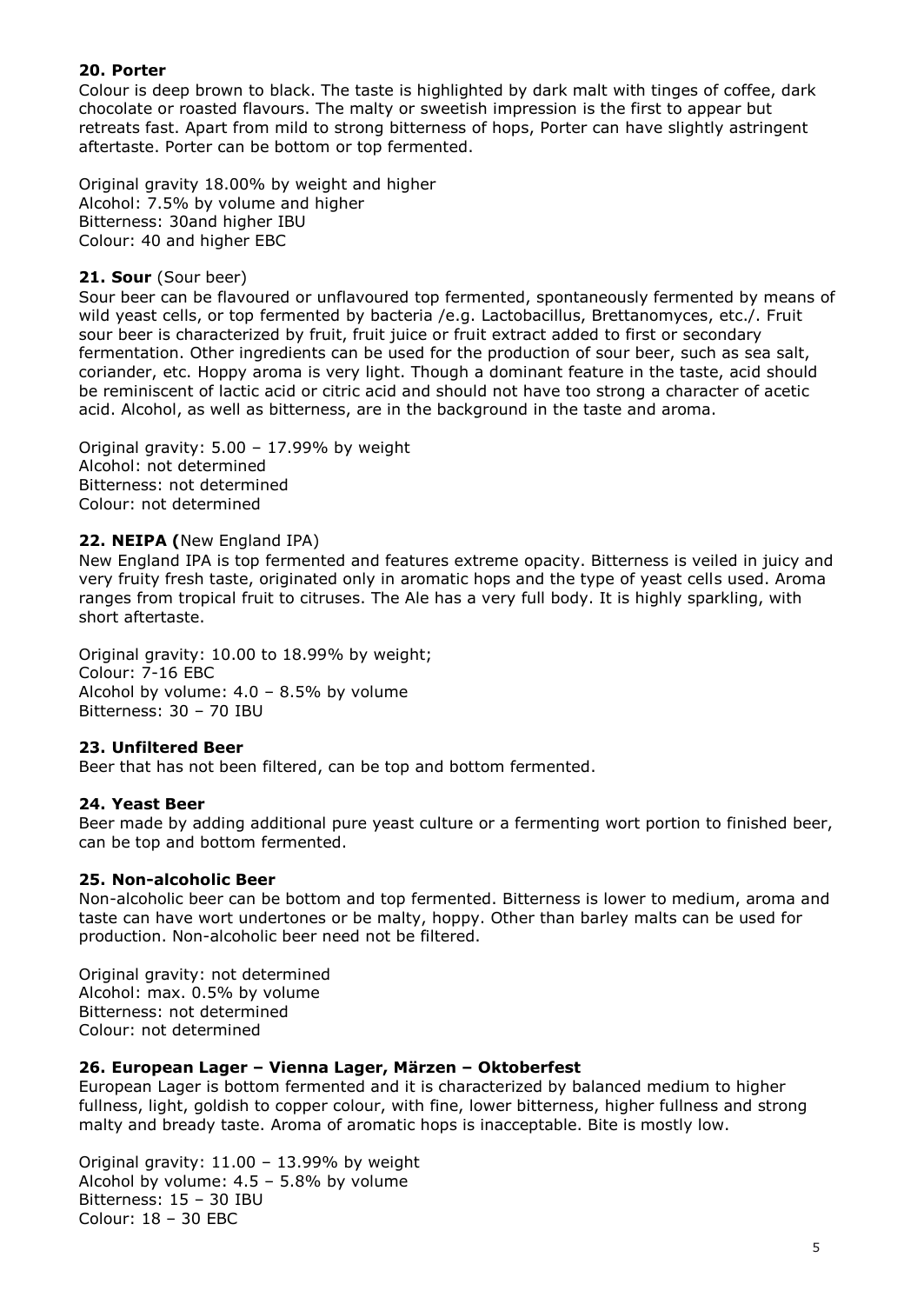**20. Porter**

Colour is deep brown to black. The taste is highlighted by dark malt with tinges of coffee, dark chocolate or roasted flavours. The malty or sweetish impression is the first to appear but retreats fast. Apart from mild to strong bitterness of hops, Porter can have slightly astringent aftertaste. Porter can be bottom or top fermented.

Original gravity 18.00% by weight and higher
Alcohol: 7.5% by volume and higher
Bitterness: 30and higher IBU
Colour: 40 and higher EBC

**21. Sour** (Sour beer)

Sour beer can be flavoured or unflavoured top fermented, spontaneously fermented by means of wild yeast cells, or top fermented by bacteria /e.g. Lactobacillus, Brettanomyces, etc./. Fruit sour beer is characterized by fruit, fruit juice or fruit extract added to first or secondary fermentation. Other ingredients can be used for the production of sour beer, such as sea salt, coriander, etc. Hoppy aroma is very light. Though a dominant feature in the taste, acid should be reminiscent of lactic acid or citric acid and should not have too strong a character of acetic acid. Alcohol, as well as bitterness, are in the background in the taste and aroma.

Original gravity: 5.00 – 17.99% by weight
Alcohol: not determined
Bitterness: not determined
Colour: not determined

**22. NEIPA (**New England IPA)

New England IPA is top fermented and features extreme opacity. Bitterness is veiled in juicy and very fruity fresh taste, originated only in aromatic hops and the type of yeast cells used. Aroma ranges from tropical fruit to citruses. The Ale has a very full body. It is highly sparkling, with short aftertaste.

Original gravity: 10.00 to 18.99% by weight;
Colour: 7-16 EBC
Alcohol by volume: 4.0 – 8.5% by volume
Bitterness: 30 – 70 IBU

**23. Unfiltered Beer**

Beer that has not been filtered, can be top and bottom fermented.

**24. Yeast Beer**

Beer made by adding additional pure yeast culture or a fermenting wort portion to finished beer, can be top and bottom fermented.

**25. Non-alcoholic Beer**

Non-alcoholic beer can be bottom and top fermented. Bitterness is lower to medium, aroma and taste can have wort undertones or be malty, hoppy. Other than barley malts can be used for production. Non-alcoholic beer need not be filtered.

Original gravity: not determined
Alcohol: max. 0.5% by volume
Bitterness: not determined
Colour: not determined

**26. European Lager – Vienna Lager, Märzen – Oktoberfest**

European Lager is bottom fermented and it is characterized by balanced medium to higher fullness, light, goldish to copper colour, with fine, lower bitterness, higher fullness and strong malty and bready taste. Aroma of aromatic hops is inacceptable. Bite is mostly low.

Original gravity: 11.00 – 13.99% by weight
Alcohol by volume: 4.5 – 5.8% by volume
Bitterness: 15 – 30 IBU
Colour: 18 – 30 EBC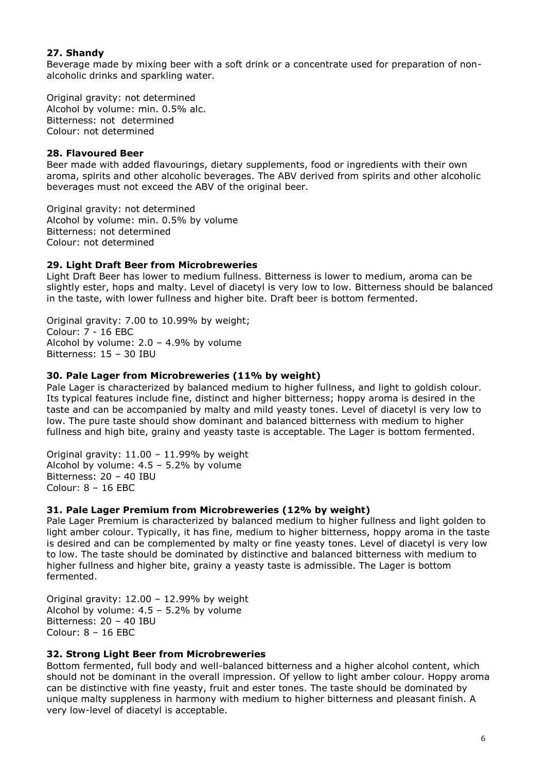**27. Shandy**

Beverage made by mixing beer with a soft drink or a concentrate used for preparation of non-alcoholic drinks and sparkling water.

Original gravity: not determined
Alcohol by volume: min. 0.5% alc.
Bitterness: not determined
Colour: not determined

**28. Flavoured Beer**

Beer made with added flavourings, dietary supplements, food or ingredients with their own aroma, spirits and other alcoholic beverages. The ABV derived from spirits and other alcoholic beverages must not exceed the ABV of the original beer.

Original gravity: not determined
Alcohol by volume: min. 0.5% by volume
Bitterness: not determined
Colour: not determined

**29. Light Draft Beer from Microbreweries**

Light Draft Beer has lower to medium fullness. Bitterness is lower to medium, aroma can be slightly ester, hops and malty. Level of diacetyl is very low to low. Bitterness should be balanced in the taste, with lower fullness and higher bite. Draft beer is bottom fermented.

Original gravity: 7.00 to 10.99% by weight;
Colour: 7 - 16 EBC
Alcohol by volume: 2.0 – 4.9% by volume
Bitterness: 15 – 30 IBU

**30. Pale Lager from Microbreweries (11% by weight)**

Pale Lager is characterized by balanced medium to higher fullness, and light to goldish colour. Its typical features include fine, distinct and higher bitterness; hoppy aroma is desired in the taste and can be accompanied by malty and mild yeasty tones. Level of diacetyl is very low to low. The pure taste should show dominant and balanced bitterness with medium to higher fullness and high bite, grainy and yeasty taste is acceptable. The Lager is bottom fermented.

Original gravity: 11.00 – 11.99% by weight
Alcohol by volume: 4.5 – 5.2% by volume
Bitterness: 20 – 40 IBU
Colour: 8 – 16 EBC

**31. Pale Lager Premium from Microbreweries (12% by weight)**

Pale Lager Premium is characterized by balanced medium to higher fullness and light golden to light amber colour. Typically, it has fine, medium to higher bitterness, hoppy aroma in the taste is desired and can be complemented by malty or fine yeasty tones. Level of diacetyl is very low to low. The taste should be dominated by distinctive and balanced bitterness with medium to higher fullness and higher bite, grainy a yeasty taste is admissible. The Lager is bottom fermented.

Original gravity: 12.00 – 12.99% by weight
Alcohol by volume: 4.5 – 5.2% by volume
Bitterness: 20 – 40 IBU
Colour: 8 – 16 EBC

**32. Strong Light Beer from Microbreweries**

Bottom fermented, full body and well-balanced bitterness and a higher alcohol content, which should not be dominant in the overall impression. Of yellow to light amber colour. Hoppy aroma can be distinctive with fine yeasty, fruit and ester tones. The taste should be dominated by unique malty suppleness in harmony with medium to higher bitterness and pleasant finish. A very low-level of diacetyl is acceptable.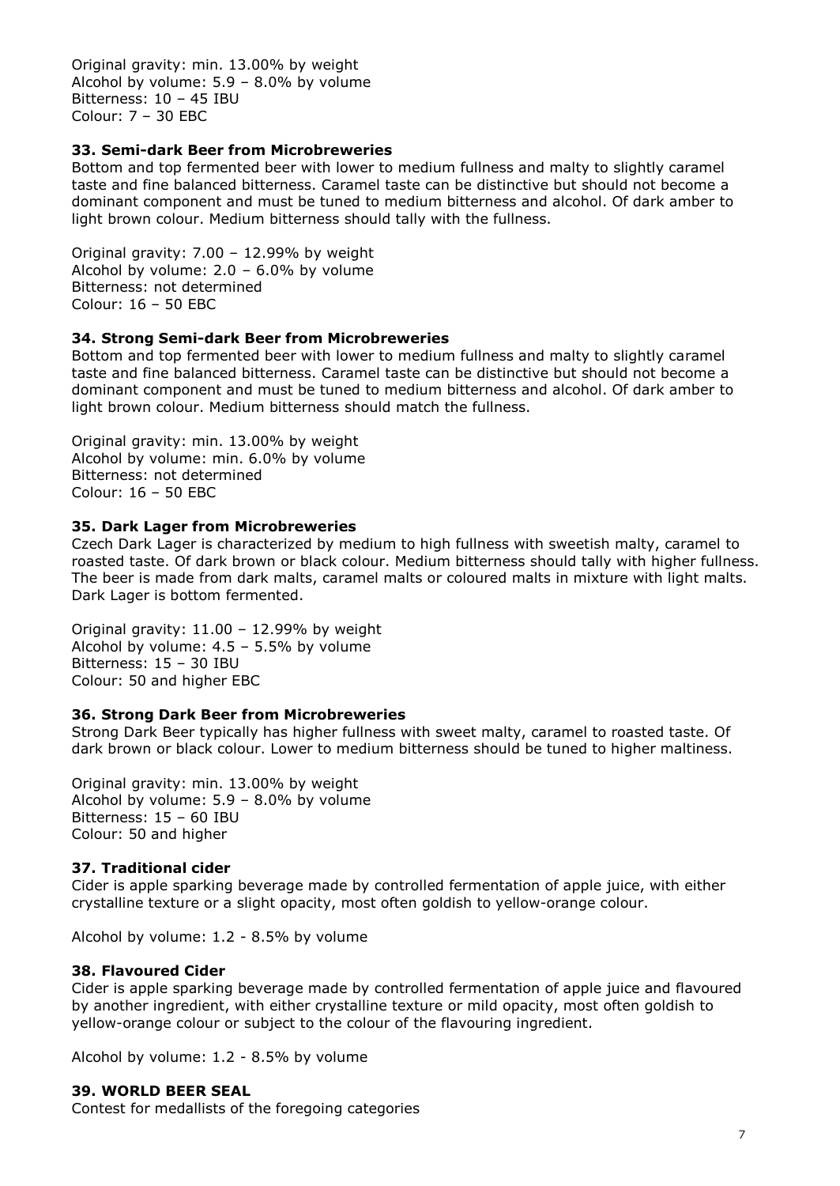Original gravity: min. 13.00% by weight
Alcohol by volume: 5.9 – 8.0% by volume
Bitterness: 10 – 45 IBU
Colour: 7 – 30 EBC

**33. Semi-dark Beer from Microbreweries**

Bottom and top fermented beer with lower to medium fullness and malty to slightly caramel taste and fine balanced bitterness. Caramel taste can be distinctive but should not become a dominant component and must be tuned to medium bitterness and alcohol. Of dark amber to light brown colour. Medium bitterness should tally with the fullness.

Original gravity: 7.00 – 12.99% by weight
Alcohol by volume: 2.0 – 6.0% by volume
Bitterness: not determined
Colour: 16 – 50 EBC

**34. Strong Semi-dark Beer from Microbreweries**

Bottom and top fermented beer with lower to medium fullness and malty to slightly caramel taste and fine balanced bitterness. Caramel taste can be distinctive but should not become a dominant component and must be tuned to medium bitterness and alcohol. Of dark amber to light brown colour. Medium bitterness should match the fullness.

Original gravity: min. 13.00% by weight
Alcohol by volume: min. 6.0% by volume
Bitterness: not determined
Colour: 16 – 50 EBC

**35. Dark Lager from Microbreweries**

Czech Dark Lager is characterized by medium to high fullness with sweetish malty, caramel to roasted taste. Of dark brown or black colour. Medium bitterness should tally with higher fullness. The beer is made from dark malts, caramel malts or coloured malts in mixture with light malts. Dark Lager is bottom fermented.

Original gravity: 11.00 – 12.99% by weight
Alcohol by volume: 4.5 – 5.5% by volume
Bitterness: 15 – 30 IBU
Colour: 50 and higher EBC

**36. Strong Dark Beer from Microbreweries**

Strong Dark Beer typically has higher fullness with sweet malty, caramel to roasted taste. Of dark brown or black colour. Lower to medium bitterness should be tuned to higher maltiness.

Original gravity: min. 13.00% by weight
Alcohol by volume: 5.9 – 8.0% by volume
Bitterness: 15 – 60 IBU
Colour: 50 and higher

**37. Traditional cider**

Cider is apple sparking beverage made by controlled fermentation of apple juice, with either crystalline texture or a slight opacity, most often goldish to yellow-orange colour.

Alcohol by volume: 1.2 - 8.5% by volume

**38. Flavoured Cider**

Cider is apple sparking beverage made by controlled fermentation of apple juice and flavoured by another ingredient, with either crystalline texture or mild opacity, most often goldish to yellow-orange colour or subject to the colour of the flavouring ingredient.

Alcohol by volume: 1.2 - 8.5% by volume

**39. WORLD BEER SEAL**

Contest for medallists of the foregoing categories